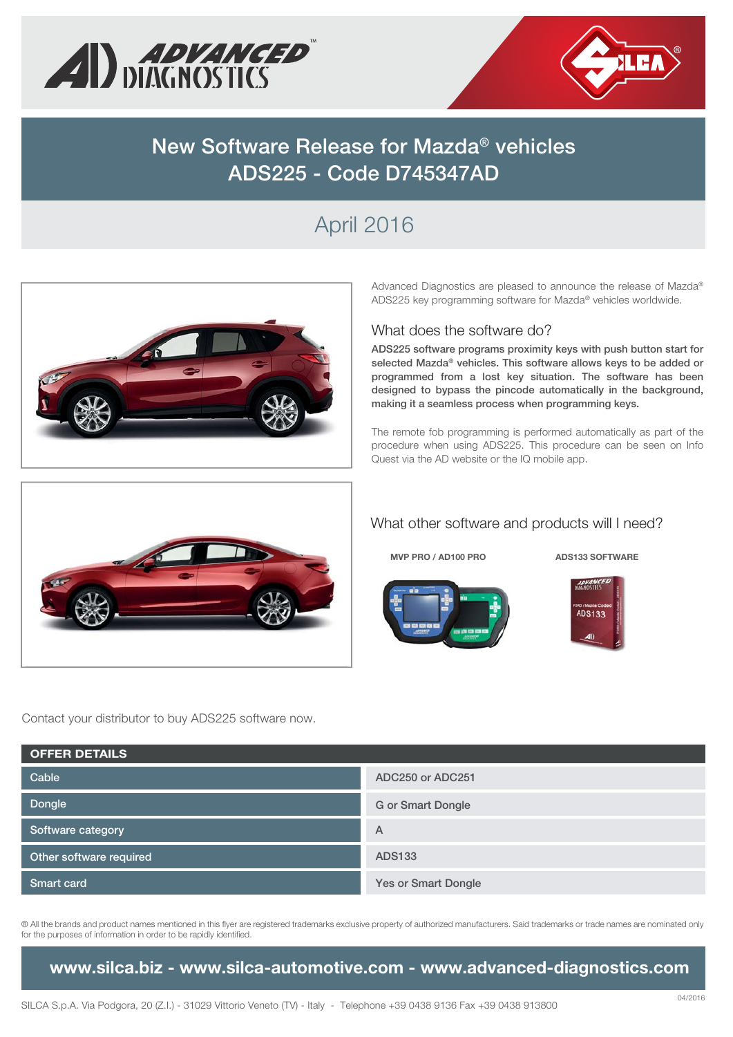# New Software Release for Mazda® vehicles ADS225 - Code D745347AD

## April 2016

Advanced Diagnostics are pleased to announce the release of Mazda® ADS225 key programming software for Mazda® vehicles worldwide.

### What does the software do?

**ADS225 software programs proximity keys with push button start for selected Mazda® vehicles. This software allows keys to be added or programmed from a lost key situation. The software has been designed to bypass the pincode automatically in the background, making it a seamless process when programming keys.**

The remote fob programming is performed automatically as part of the procedure when using ADS225. This procedure can be seen on Info Quest via the AD website or the IQ mobile app.

### What other software and products will I need?

**MVP PRO / AD100 PRO**

**ADS133 SOFTWARE**

Contact your distributor to buy ADS225 software now.

| OFFER DETAILS | |
|---|---|
| Cable | ADC250 or ADC251 |
| Dongle | G or Smart Dongle |
| Software category | A |
| Other software required | ADS133 |
| Smart card | Yes or Smart Dongle |

® All the brands and product names mentioned in this flyer are registered trademarks exclusive property of authorized manufacturers. Said trademarks or trade names are nominated only for the purposes of information in order to be rapidly identified.

**www.silca.biz - www.silca-automotive.com - www.advanced-diagnostics.com**

SILCA S.p.A. Via Podgora, 20 (Z.I.) - 31029 Vittorio Veneto (TV) - Italy - Telephone +39 0438 9136 Fax +39 0438 913800

04/2016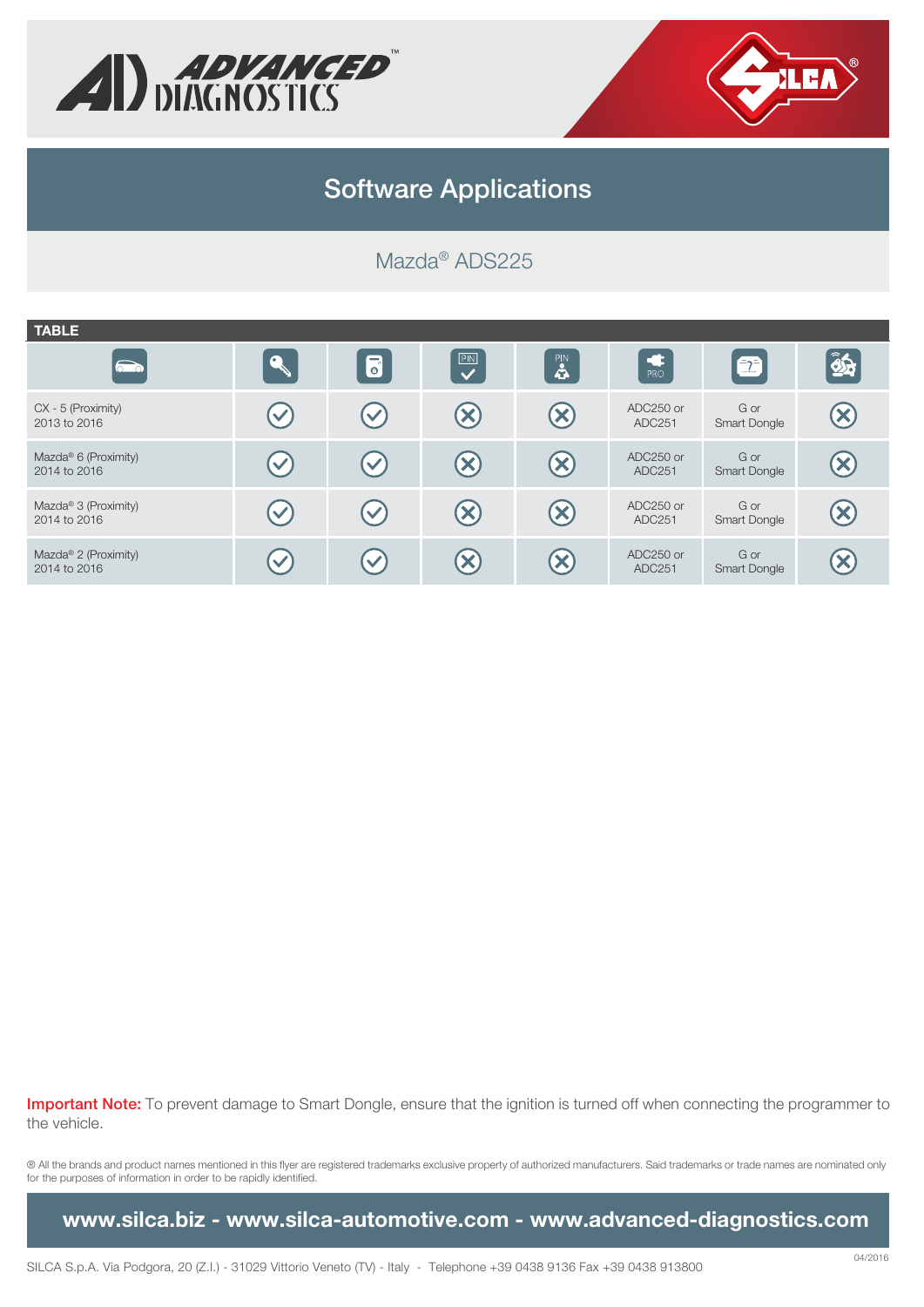# Software Applications

## Mazda® ADS225

**TABLE**

| | | | | | | | |
|---|---|---|---|---|---|---|---|
| CX - 5 (Proximity) 2013 to 2016 | ✓ | ✓ | ✗ | ✗ | ADC250 or ADC251 | G or Smart Dongle | ✗ |
| Mazda® 6 (Proximity) 2014 to 2016 | ✓ | ✓ | ✗ | ✗ | ADC250 or ADC251 | G or Smart Dongle | ✗ |
| Mazda® 3 (Proximity) 2014 to 2016 | ✓ | ✓ | ✗ | ✗ | ADC250 or ADC251 | G or Smart Dongle | ✗ |
| Mazda® 2 (Proximity) 2014 to 2016 | ✓ | ✓ | ✗ | ✗ | ADC250 or ADC251 | G or Smart Dongle | ✗ |

**Important Note:** To prevent damage to Smart Dongle, ensure that the ignition is turned off when connecting the programmer to the vehicle.

® All the brands and product names mentioned in this flyer are registered trademarks exclusive property of authorized manufacturers. Said trademarks or trade names are nominated only for the purposes of information in order to be rapidly identified.

**www.silca.biz - www.silca-automotive.com - www.advanced-diagnostics.com**

SILCA S.p.A. Via Podgora, 20 (Z.I.) - 31029 Vittorio Veneto (TV) - Italy - Telephone +39 0438 9136 Fax +39 0438 913800

04/2016